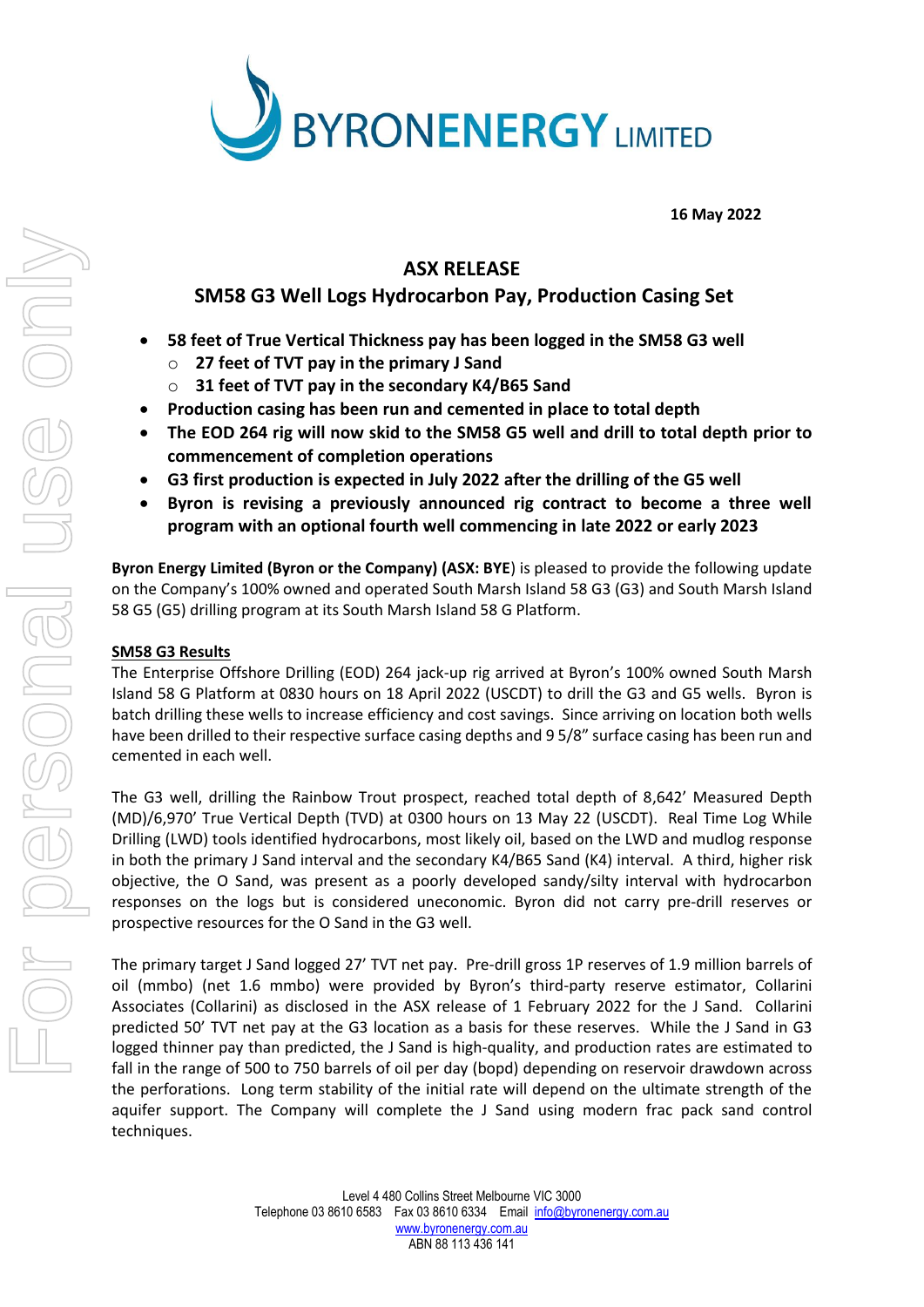16 May 2022

# ASX RELEASE

## SM58 G3 Well Logs Hydrocarbon Pay, Production Casing Set

- **58 feet of True Vertical Thickness pay has been logged in the SM58 G3 well**
  - **27 feet of TVT pay in the primary J Sand**
  - **31 feet of TVT pay in the secondary K4/B65 Sand**
- **Production casing has been run and cemented in place to total depth**
- **The EOD 264 rig will now skid to the SM58 G5 well and drill to total depth prior to commencement of completion operations**
- **G3 first production is expected in July 2022 after the drilling of the G5 well**
- **Byron is revising a previously announced rig contract to become a three well program with an optional fourth well commencing in late 2022 or early 2023**

**Byron Energy Limited (Byron or the Company) (ASX: BYE**) is pleased to provide the following update on the Company's 100% owned and operated South Marsh Island 58 G3 (G3) and South Marsh Island 58 G5 (G5) drilling program at its South Marsh Island 58 G Platform.

**SM58 G3 Results**

The Enterprise Offshore Drilling (EOD) 264 jack-up rig arrived at Byron's 100% owned South Marsh Island 58 G Platform at 0830 hours on 18 April 2022 (USCDT) to drill the G3 and G5 wells. Byron is batch drilling these wells to increase efficiency and cost savings. Since arriving on location both wells have been drilled to their respective surface casing depths and 9 5/8" surface casing has been run and cemented in each well.

The G3 well, drilling the Rainbow Trout prospect, reached total depth of 8,642' Measured Depth (MD)/6,970' True Vertical Depth (TVD) at 0300 hours on 13 May 22 (USCDT). Real Time Log While Drilling (LWD) tools identified hydrocarbons, most likely oil, based on the LWD and mudlog response in both the primary J Sand interval and the secondary K4/B65 Sand (K4) interval. A third, higher risk objective, the O Sand, was present as a poorly developed sandy/silty interval with hydrocarbon responses on the logs but is considered uneconomic. Byron did not carry pre-drill reserves or prospective resources for the O Sand in the G3 well.

The primary target J Sand logged 27' TVT net pay. Pre-drill gross 1P reserves of 1.9 million barrels of oil (mmbo) (net 1.6 mmbo) were provided by Byron's third-party reserve estimator, Collarini Associates (Collarini) as disclosed in the ASX release of 1 February 2022 for the J Sand. Collarini predicted 50' TVT net pay at the G3 location as a basis for these reserves. While the J Sand in G3 logged thinner pay than predicted, the J Sand is high-quality, and production rates are estimated to fall in the range of 500 to 750 barrels of oil per day (bopd) depending on reservoir drawdown across the perforations. Long term stability of the initial rate will depend on the ultimate strength of the aquifer support. The Company will complete the J Sand using modern frac pack sand control techniques.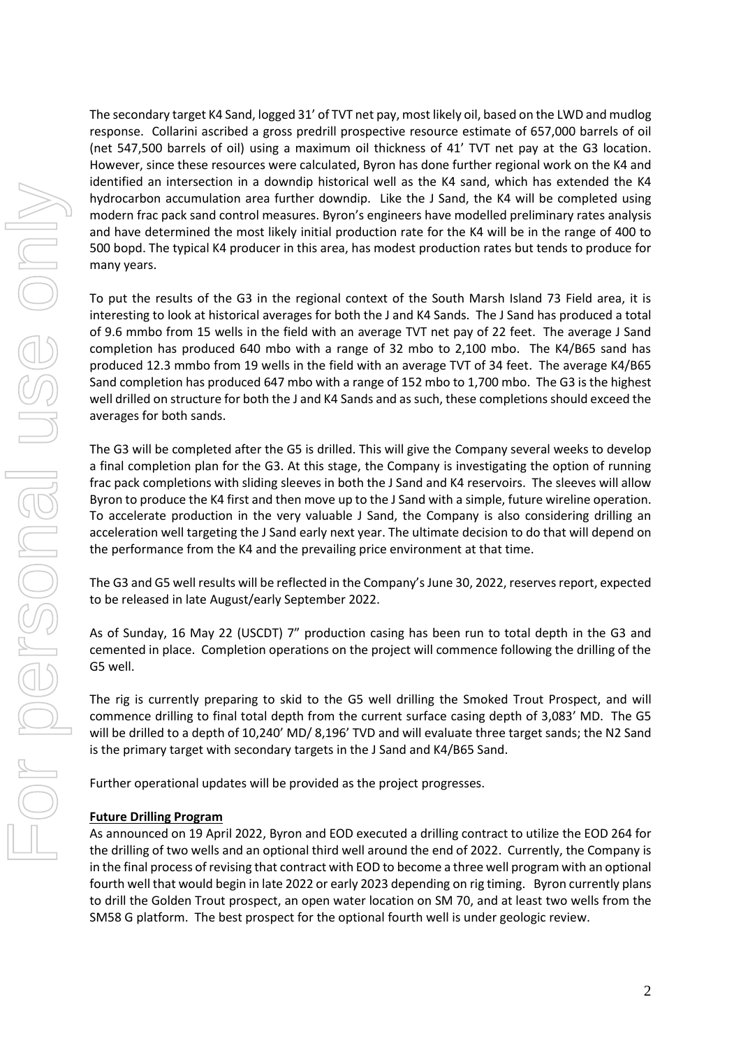The secondary target K4 Sand, logged 31' of TVT net pay, most likely oil, based on the LWD and mudlog response. Collarini ascribed a gross predrill prospective resource estimate of 657,000 barrels of oil (net 547,500 barrels of oil) using a maximum oil thickness of 41' TVT net pay at the G3 location. However, since these resources were calculated, Byron has done further regional work on the K4 and identified an intersection in a downdip historical well as the K4 sand, which has extended the K4 hydrocarbon accumulation area further downdip. Like the J Sand, the K4 will be completed using modern frac pack sand control measures. Byron's engineers have modelled preliminary rates analysis and have determined the most likely initial production rate for the K4 will be in the range of 400 to 500 bopd. The typical K4 producer in this area, has modest production rates but tends to produce for many years.

To put the results of the G3 in the regional context of the South Marsh Island 73 Field area, it is interesting to look at historical averages for both the J and K4 Sands. The J Sand has produced a total of 9.6 mmbo from 15 wells in the field with an average TVT net pay of 22 feet. The average J Sand completion has produced 640 mbo with a range of 32 mbo to 2,100 mbo. The K4/B65 sand has produced 12.3 mmbo from 19 wells in the field with an average TVT of 34 feet. The average K4/B65 Sand completion has produced 647 mbo with a range of 152 mbo to 1,700 mbo. The G3 is the highest well drilled on structure for both the J and K4 Sands and as such, these completions should exceed the averages for both sands.

The G3 will be completed after the G5 is drilled. This will give the Company several weeks to develop a final completion plan for the G3. At this stage, the Company is investigating the option of running frac pack completions with sliding sleeves in both the J Sand and K4 reservoirs. The sleeves will allow Byron to produce the K4 first and then move up to the J Sand with a simple, future wireline operation. To accelerate production in the very valuable J Sand, the Company is also considering drilling an acceleration well targeting the J Sand early next year. The ultimate decision to do that will depend on the performance from the K4 and the prevailing price environment at that time.

The G3 and G5 well results will be reflected in the Company's June 30, 2022, reserves report, expected to be released in late August/early September 2022.

As of Sunday, 16 May 22 (USCDT) 7" production casing has been run to total depth in the G3 and cemented in place. Completion operations on the project will commence following the drilling of the G5 well.

The rig is currently preparing to skid to the G5 well drilling the Smoked Trout Prospect, and will commence drilling to final total depth from the current surface casing depth of 3,083' MD. The G5 will be drilled to a depth of 10,240' MD/ 8,196' TVD and will evaluate three target sands; the N2 Sand is the primary target with secondary targets in the J Sand and K4/B65 Sand.

Further operational updates will be provided as the project progresses.

**Future Drilling Program**

As announced on 19 April 2022, Byron and EOD executed a drilling contract to utilize the EOD 264 for the drilling of two wells and an optional third well around the end of 2022. Currently, the Company is in the final process of revising that contract with EOD to become a three well program with an optional fourth well that would begin in late 2022 or early 2023 depending on rig timing. Byron currently plans to drill the Golden Trout prospect, an open water location on SM 70, and at least two wells from the SM58 G platform. The best prospect for the optional fourth well is under geologic review.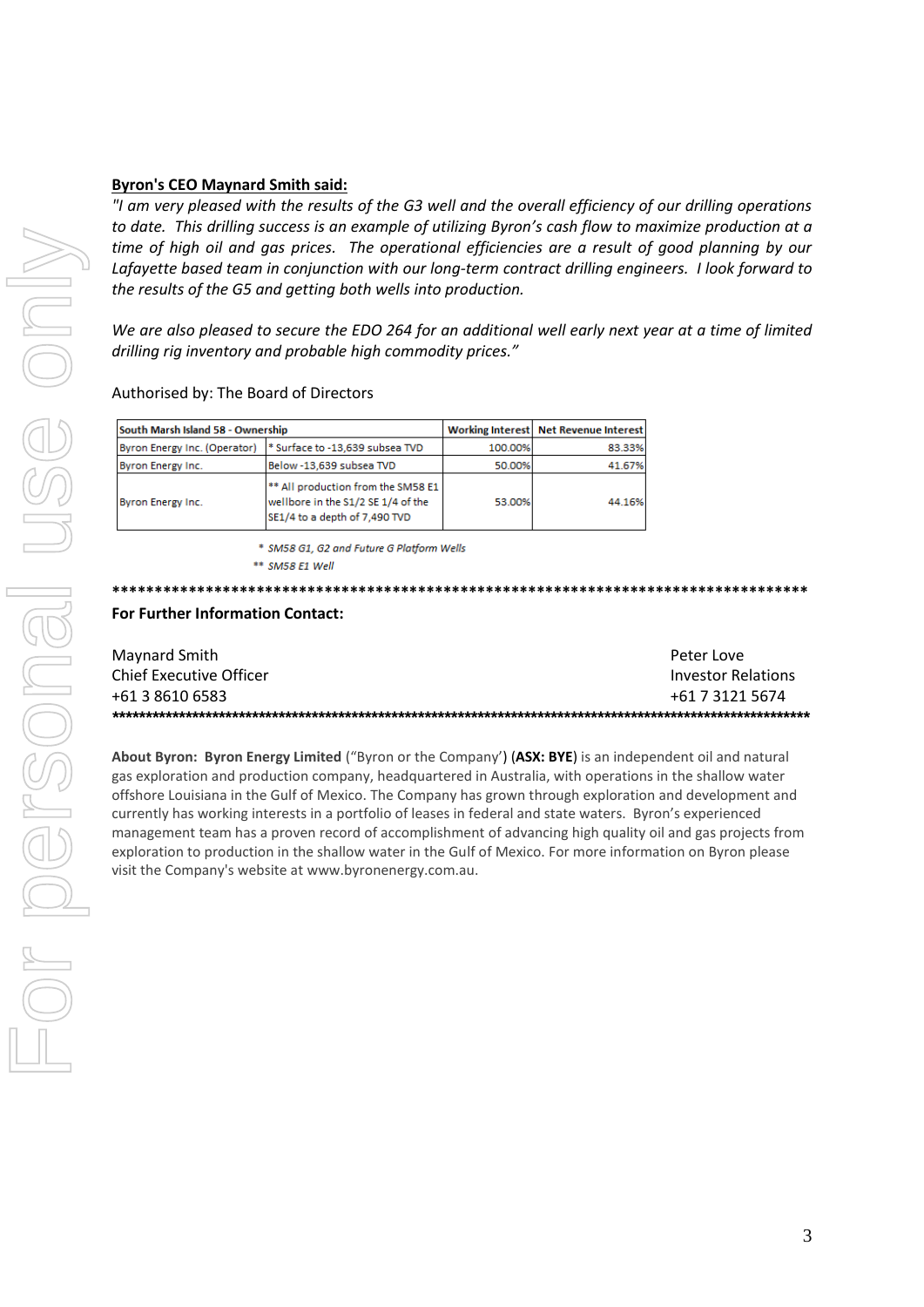**Byron's CEO Maynard Smith said:**

*"I am very pleased with the results of the G3 well and the overall efficiency of our drilling operations to date. This drilling success is an example of utilizing Byron's cash flow to maximize production at a time of high oil and gas prices. The operational efficiencies are a result of good planning by our Lafayette based team in conjunction with our long-term contract drilling engineers. I look forward to the results of the G5 and getting both wells into production.*

*We are also pleased to secure the EDO 264 for an additional well early next year at a time of limited drilling rig inventory and probable high commodity prices."*

Authorised by: The Board of Directors

| South Marsh Island 58 - Ownership | | Working Interest | Net Revenue Interest |
|---|---|---|---|
| Byron Energy Inc. (Operator) | * Surface to -13,639 subsea TVD | 100.00% | 83.33% |
| Byron Energy Inc. | Below -13,639 subsea TVD | 50.00% | 41.67% |
| Byron Energy Inc. | ** All production from the SM58 E1 wellbore in the S1/2 SE 1/4 of the SE1/4 to a depth of 7,490 TVD | 53.00% | 44.16% |

\* *SM58 G1, G2 and Future G Platform Wells*

\*\* *SM58 E1 Well*

***********************************************************************************

**For Further Information Contact:**

Maynard Smith
Chief Executive Officer
+61 3 8610 6583

Peter Love
Investor Relations
+61 7 3121 5674

***********************************************************************************

**About Byron: Byron Energy Limited** ("Byron or the Company') (**ASX: BYE**) is an independent oil and natural gas exploration and production company, headquartered in Australia, with operations in the shallow water offshore Louisiana in the Gulf of Mexico. The Company has grown through exploration and development and currently has working interests in a portfolio of leases in federal and state waters. Byron's experienced management team has a proven record of accomplishment of advancing high quality oil and gas projects from exploration to production in the shallow water in the Gulf of Mexico. For more information on Byron please visit the Company's website at www.byronenergy.com.au.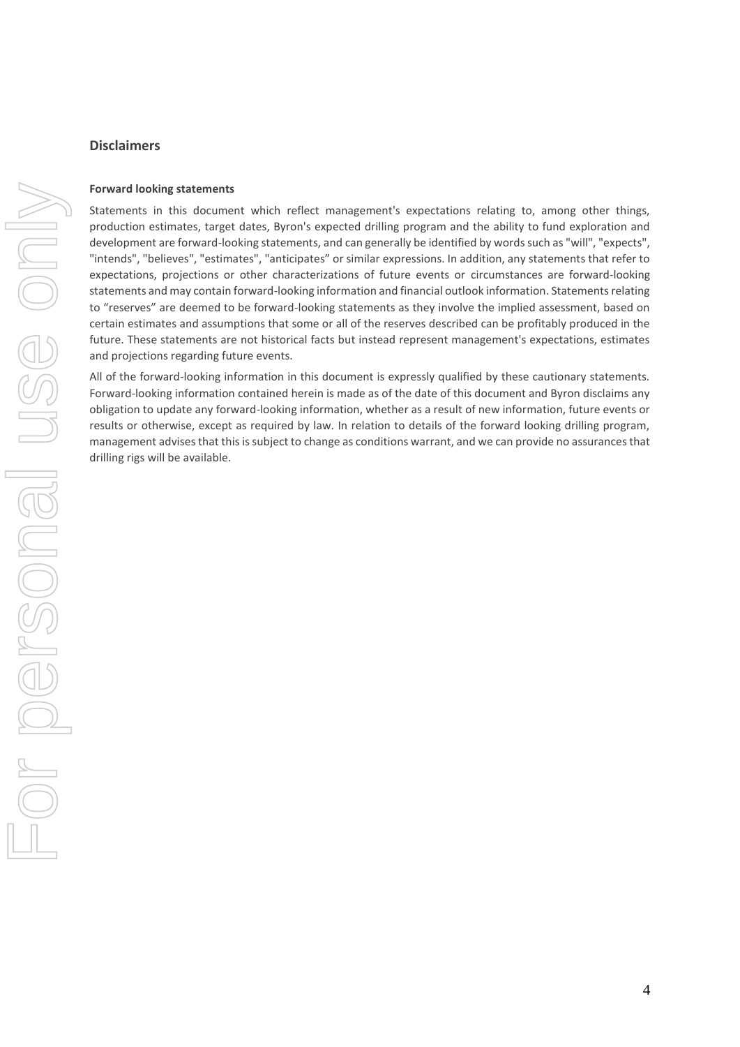## Disclaimers

**Forward looking statements**

Statements in this document which reflect management's expectations relating to, among other things, production estimates, target dates, Byron's expected drilling program and the ability to fund exploration and development are forward-looking statements, and can generally be identified by words such as "will", "expects", "intends", "believes", "estimates", "anticipates" or similar expressions. In addition, any statements that refer to expectations, projections or other characterizations of future events or circumstances are forward-looking statements and may contain forward-looking information and financial outlook information. Statements relating to "reserves" are deemed to be forward-looking statements as they involve the implied assessment, based on certain estimates and assumptions that some or all of the reserves described can be profitably produced in the future. These statements are not historical facts but instead represent management's expectations, estimates and projections regarding future events.

All of the forward-looking information in this document is expressly qualified by these cautionary statements. Forward-looking information contained herein is made as of the date of this document and Byron disclaims any obligation to update any forward-looking information, whether as a result of new information, future events or results or otherwise, except as required by law. In relation to details of the forward looking drilling program, management advises that this is subject to change as conditions warrant, and we can provide no assurances that drilling rigs will be available.